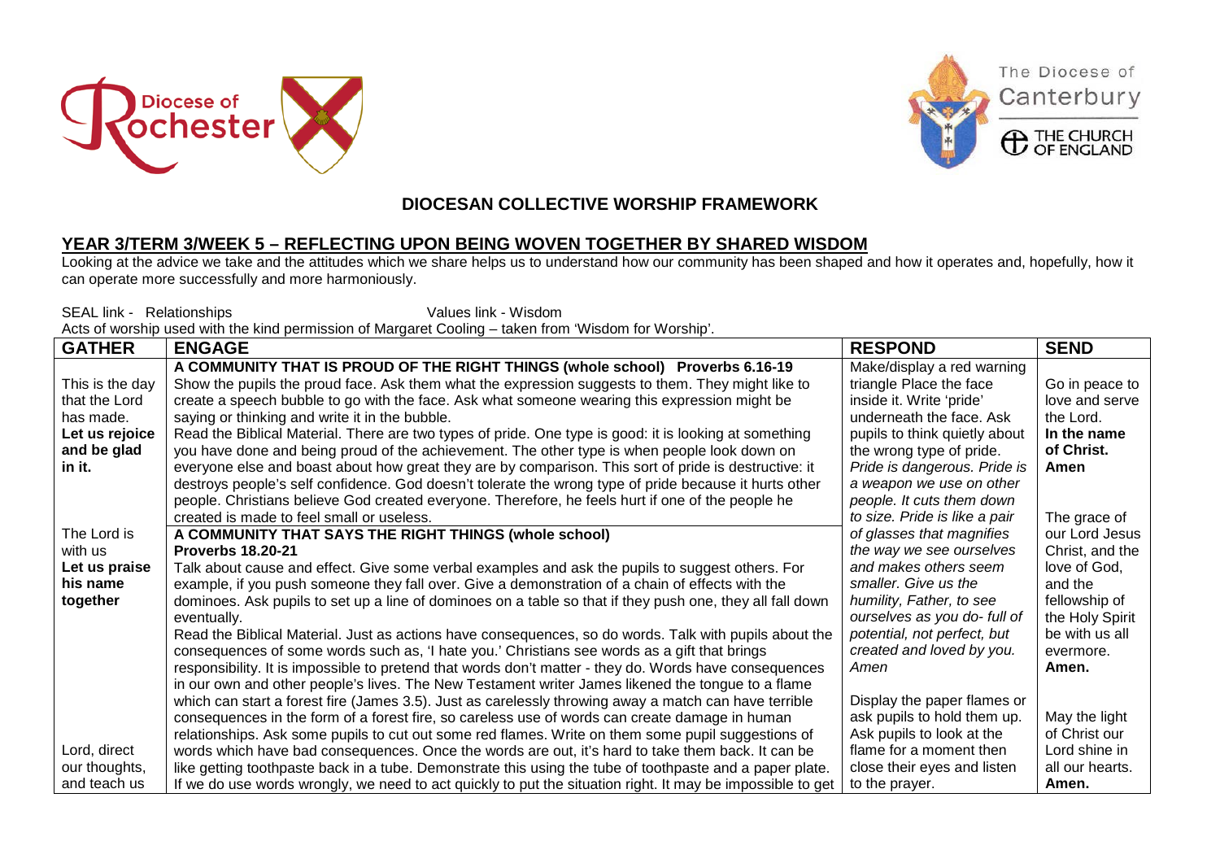## DIOCESAN COLLECTIVE WORSHIP FRAMEWORK

## YEAR 3/TERM 3/WEEK 5 – REFLECTING UPON BEING WOVEN TOGETHER BY SHARED WISDOM

Looking at the advice we take and the attitudes which we share helps us to understand how our community has been shaped and how it operates and, hopefully, how it can operate more successfully and more harmoniously.

SEAL link - Relationships Values link - Wisdom

Acts of worship used with the kind permission of Margaret Cooling – taken from 'Wisdom for Worship'.

| GATHER | ENGAGE | RESPOND | SEND |
|---|---|---|---|
| This is the day that the Lord has made.<br>**Let us rejoice and be glad in it.**<br><br>The Lord is with us<br>**Let us praise his name together**<br><br>Lord, direct our thoughts, and teach us | **A COMMUNITY THAT IS PROUD OF THE RIGHT THINGS (whole school) Proverbs 6.16-19**<br>Show the pupils the proud face. Ask them what the expression suggests to them. They might like to create a speech bubble to go with the face. Ask what someone wearing this expression might be saying or thinking and write it in the bubble.<br>Read the Biblical Material. There are two types of pride. One type is good: it is looking at something you have done and being proud of the achievement. The other type is when people look down on everyone else and boast about how great they are by comparison. This sort of pride is destructive: it destroys people's self confidence. God doesn't tolerate the wrong type of pride because it hurts other people. Christians believe God created everyone. Therefore, he feels hurt if one of the people he created is made to feel small or useless.<br>**A COMMUNITY THAT SAYS THE RIGHT THINGS (whole school)**<br>**Proverbs 18.20-21**<br>Talk about cause and effect. Give some verbal examples and ask the pupils to suggest others. For example, if you push someone they fall over. Give a demonstration of a chain of effects with the dominoes. Ask pupils to set up a line of dominoes on a table so that if they push one, they all fall down eventually.<br>Read the Biblical Material. Just as actions have consequences, so do words. Talk with pupils about the consequences of some words such as, 'I hate you.' Christians see words as a gift that brings responsibility. It is impossible to pretend that words don't matter - they do. Words have consequences in our own and other people's lives. The New Testament writer James likened the tongue to a flame which can start a forest fire (James 3.5). Just as carelessly throwing away a match can have terrible consequences in the form of a forest fire, so careless use of words can create damage in human relationships. Ask some pupils to cut out some red flames. Write on them some pupil suggestions of words which have bad consequences. Once the words are out, it's hard to take them back. It can be like getting toothpaste back in a tube. Demonstrate this using the tube of toothpaste and a paper plate. If we do use words wrongly, we need to act quickly to put the situation right. It may be impossible to get | Make/display a red warning triangle Place the face inside it. Write 'pride' underneath the face. Ask pupils to think quietly about the wrong type of pride.<br>*Pride is dangerous. Pride is a weapon we use on other people. It cuts them down to size. Pride is like a pair of glasses that magnifies the way we see ourselves and makes others seem smaller. Give us the humility, Father, to see ourselves as you do- full of potential, not perfect, but created and loved by you. Amen*<br><br>Display the paper flames or ask pupils to hold them up. Ask pupils to look at the flame for a moment then close their eyes and listen to the prayer. | Go in peace to love and serve the Lord.<br>**In the name of Christ. Amen**<br><br>The grace of our Lord Jesus Christ, and the love of God, and the fellowship of the Holy Spirit be with us all evermore.<br>**Amen.**<br><br>May the light of Christ our Lord shine in all our hearts.<br>**Amen.** |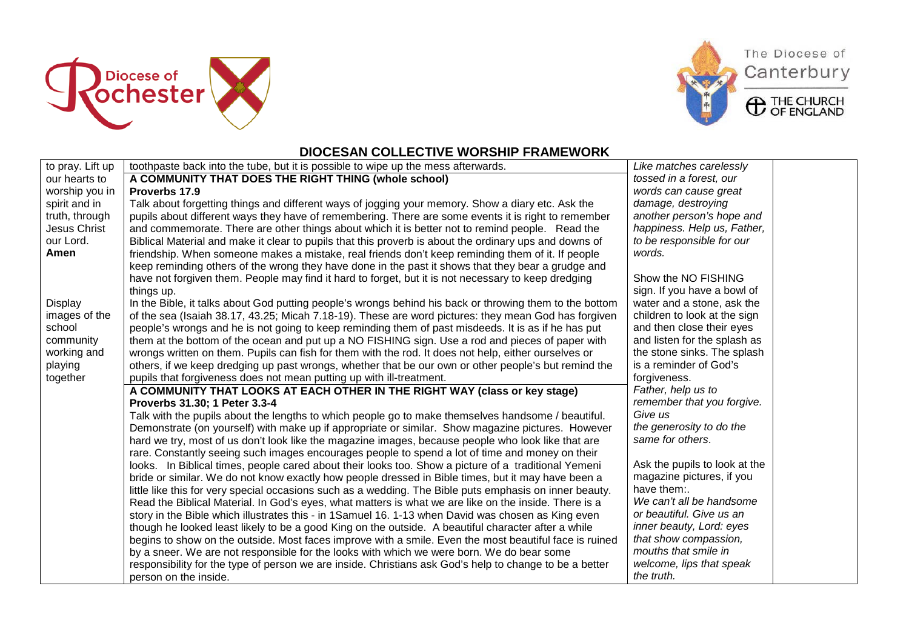# DIOCESAN COLLECTIVE WORSHIP FRAMEWORK

| | | | |
|---|---|---|---|
| to pray. Lift up our hearts to worship you in spirit and in truth, through Jesus Christ our Lord. **Amen**<br><br>Display images of the school community working and playing together | toothpaste back into the tube, but it is possible to wipe up the mess afterwards.<br>**A COMMUNITY THAT DOES THE RIGHT THING (whole school)**<br>**Proverbs 17.9**<br>Talk about forgetting things and different ways of jogging your memory. Show a diary etc. Ask the pupils about different ways they have of remembering. There are some events it is right to remember and commemorate. There are other things about which it is better not to remind people. Read the Biblical Material and make it clear to pupils that this proverb is about the ordinary ups and downs of friendship. When someone makes a mistake, real friends don't keep reminding them of it. If people keep reminding others of the wrong they have done in the past it shows that they bear a grudge and have not forgiven them. People may find it hard to forget, but it is not necessary to keep dredging things up.<br>In the Bible, it talks about God putting people's wrongs behind his back or throwing them to the bottom of the sea (Isaiah 38.17, 43.25; Micah 7.18-19). These are word pictures: they mean God has forgiven people's wrongs and he is not going to keep reminding them of past misdeeds. It is as if he has put them at the bottom of the ocean and put up a NO FISHING sign. Use a rod and pieces of paper with wrongs written on them. Pupils can fish for them with the rod. It does not help, either ourselves or others, if we keep dredging up past wrongs, whether that be our own or other people's but remind the pupils that forgiveness does not mean putting up with ill-treatment. | *Like matches carelessly tossed in a forest, our words can cause great damage, destroying another person's hope and happiness. Help us, Father, to be responsible for our words.*<br><br>Show the NO FISHING sign. If you have a bowl of water and a stone, ask the children to look at the sign and then close their eyes and listen for the splash as the stone sinks. The splash is a reminder of God's forgiveness. | |
| | **A COMMUNITY THAT LOOKS AT EACH OTHER IN THE RIGHT WAY (class or key stage)**<br>**Proverbs 31.30; 1 Peter 3.3-4**<br>Talk with the pupils about the lengths to which people go to make themselves handsome / beautiful. Demonstrate (on yourself) with make up if appropriate or similar. Show magazine pictures. However hard we try, most of us don't look like the magazine images, because people who look like that are rare. Constantly seeing such images encourages people to spend a lot of time and money on their looks. In Biblical times, people cared about their looks too. Show a picture of a traditional Yemeni bride or similar. We do not know exactly how people dressed in Bible times, but it may have been a little like this for very special occasions such as a wedding. The Bible puts emphasis on inner beauty. Read the Biblical Material. In God's eyes, what matters is what we are like on the inside. There is a story in the Bible which illustrates this - in 1Samuel 16. 1-13 when David was chosen as King even though he looked least likely to be a good King on the outside. A beautiful character after a while begins to show on the outside. Most faces improve with a smile. Even the most beautiful face is ruined by a sneer. We are not responsible for the looks with which we were born. We do bear some responsibility for the type of person we are inside. Christians ask God's help to change to be a better person on the inside. | *Father, help us to remember that you forgive. Give us the generosity to do the same for others.*<br><br>Ask the pupils to look at the magazine pictures, if you have them:.<br>*We can't all be handsome or beautiful. Give us an inner beauty, Lord: eyes that show compassion, mouths that smile in welcome, lips that speak the truth.* | |